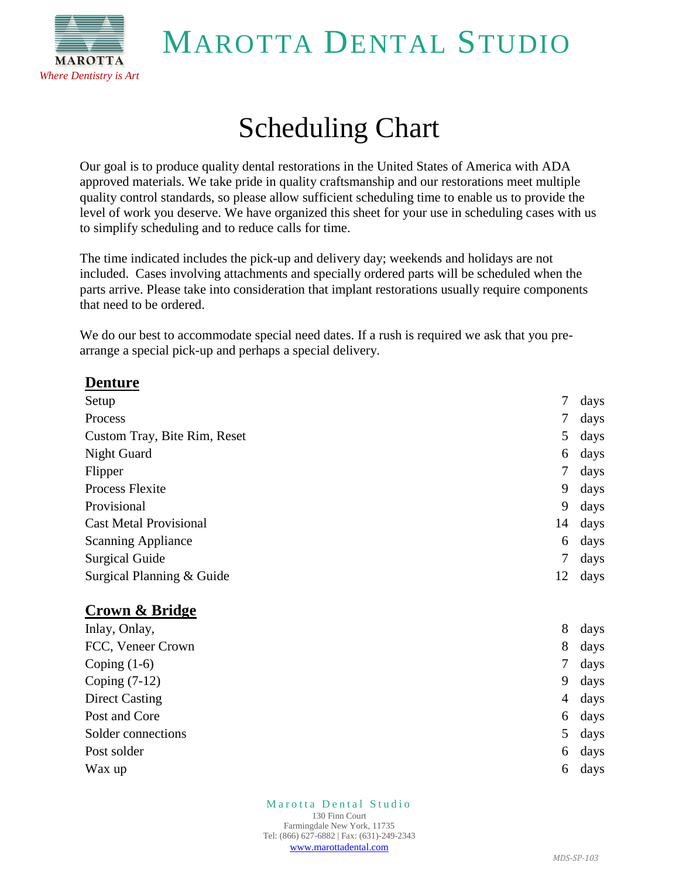# MAROTTA DENTAL STUDIO

MAROTTA

*Where Dentistry is Art*

# Scheduling Chart

Our goal is to produce quality dental restorations in the United States of America with ADA approved materials. We take pride in quality craftsmanship and our restorations meet multiple quality control standards, so please allow sufficient scheduling time to enable us to provide the level of work you deserve. We have organized this sheet for your use in scheduling cases with us to simplify scheduling and to reduce calls for time.

The time indicated includes the pick-up and delivery day; weekends and holidays are not included. Cases involving attachments and specially ordered parts will be scheduled when the parts arrive. Please take into consideration that implant restorations usually require components that need to be ordered.

We do our best to accommodate special need dates. If a rush is required we ask that you pre-arrange a special pick-up and perhaps a special delivery.

## Denture

| | |
|---|---|
| Setup | 7 days |
| Process | 7 days |
| Custom Tray, Bite Rim, Reset | 5 days |
| Night Guard | 6 days |
| Flipper | 7 days |
| Process Flexite | 9 days |
| Provisional | 9 days |
| Cast Metal Provisional | 14 days |
| Scanning Appliance | 6 days |
| Surgical Guide | 7 days |
| Surgical Planning & Guide | 12 days |

## Crown & Bridge

| | |
|---|---|
| Inlay, Onlay, | 8 days |
| FCC, Veneer Crown | 8 days |
| Coping (1-6) | 7 days |
| Coping (7-12) | 9 days |
| Direct Casting | 4 days |
| Post and Core | 6 days |
| Solder connections | 5 days |
| Post solder | 6 days |
| Wax up | 6 days |

Marotta Dental Studio
130 Finn Court
Farmingdale New York, 11735
Tel: (866) 627-6882 | Fax: (631)-249-2343
www.marottadental.com

MDS-SP-103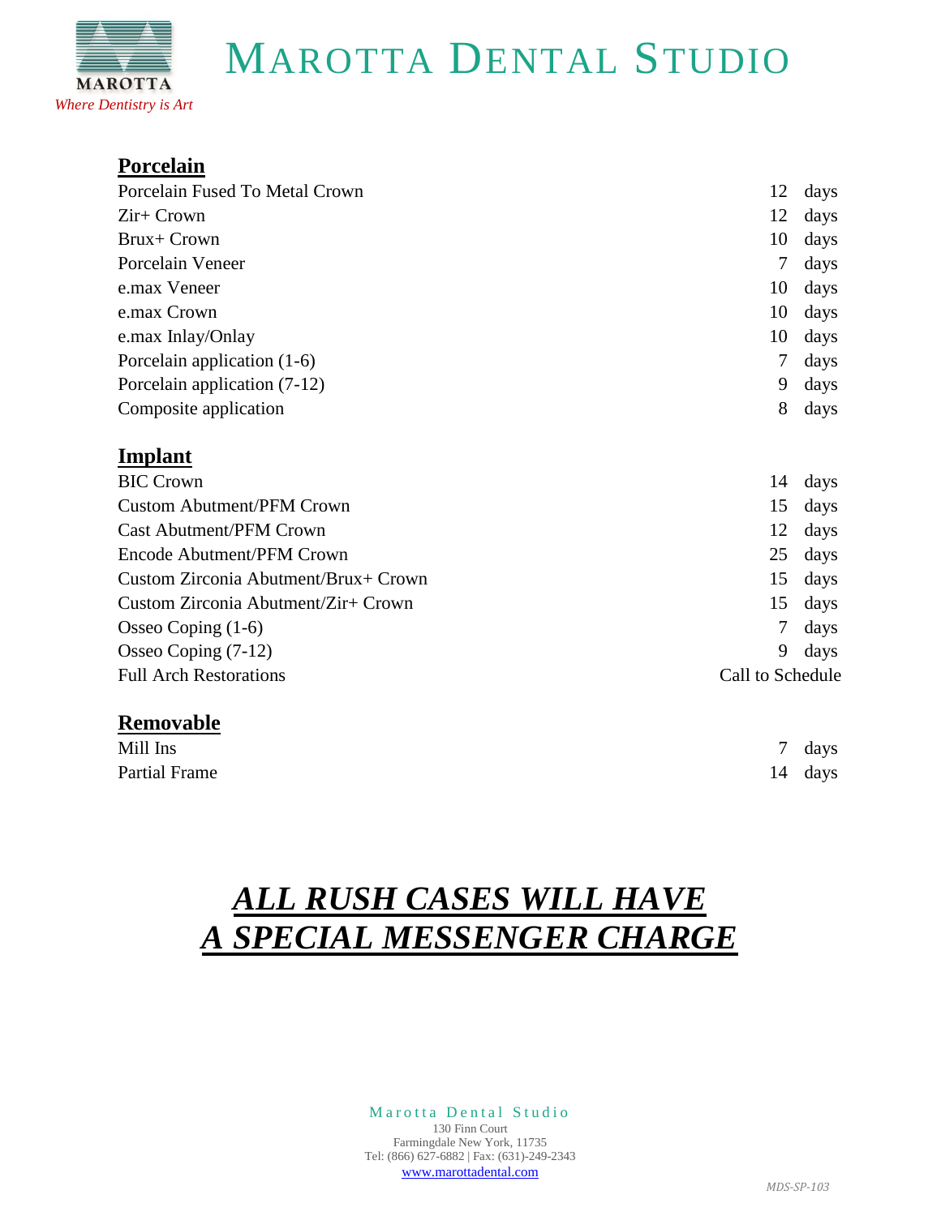# MAROTTA DENTAL STUDIO

MAROTTA

*Where Dentistry is Art*

## Porcelain

| | |
|---|---|
| Porcelain Fused To Metal Crown | 12 days |
| Zir+ Crown | 12 days |
| Brux+ Crown | 10 days |
| Porcelain Veneer | 7 days |
| e.max Veneer | 10 days |
| e.max Crown | 10 days |
| e.max Inlay/Onlay | 10 days |
| Porcelain application (1-6) | 7 days |
| Porcelain application (7-12) | 9 days |
| Composite application | 8 days |

## Implant

| | |
|---|---|
| BIC Crown | 14 days |
| Custom Abutment/PFM Crown | 15 days |
| Cast Abutment/PFM Crown | 12 days |
| Encode Abutment/PFM Crown | 25 days |
| Custom Zirconia Abutment/Brux+ Crown | 15 days |
| Custom Zirconia Abutment/Zir+ Crown | 15 days |
| Osseo Coping (1-6) | 7 days |
| Osseo Coping (7-12) | 9 days |
| Full Arch Restorations | Call to Schedule |

## Removable

| | |
|---|---|
| Mill Ins | 7 days |
| Partial Frame | 14 days |

***ALL RUSH CASES WILL HAVE A SPECIAL MESSENGER CHARGE***

Marotta Dental Studio
130 Finn Court
Farmingdale New York, 11735
Tel: (866) 627-6882 | Fax: (631)-249-2343
www.marottadental.com

*MDS-SP-103*